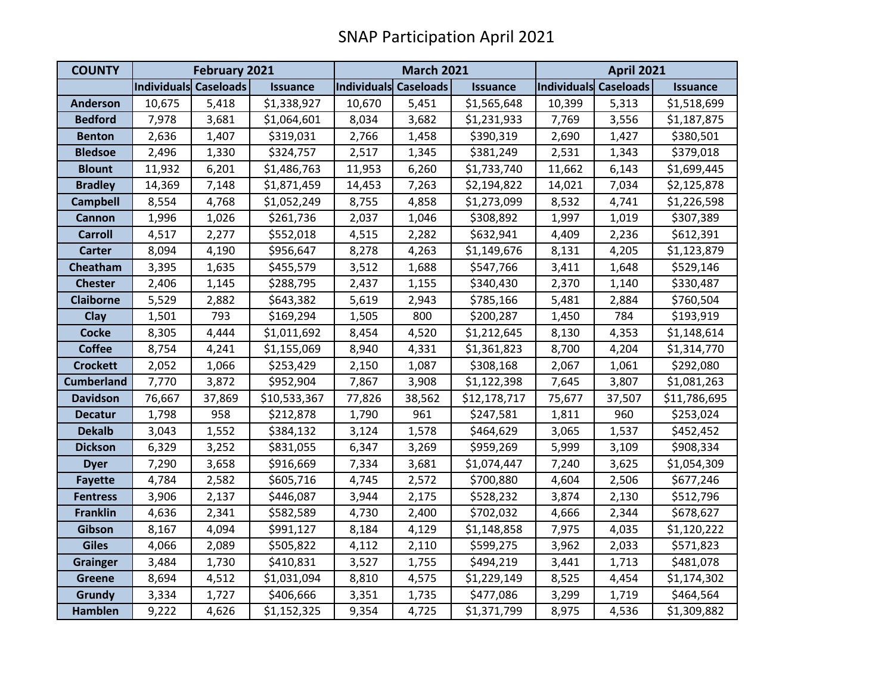# SNAP Participation April 2021

| COUNTY | February 2021 | | | March 2021 | | | April 2021 | | |
|---|---|---|---|---|---|---|---|---|---|
| | Individuals | Caseloads | Issuance | Individuals | Caseloads | Issuance | Individuals | Caseloads | Issuance |
| Anderson | 10,675 | 5,418 | $1,338,927 | 10,670 | 5,451 | $1,565,648 | 10,399 | 5,313 | $1,518,699 |
| Bedford | 7,978 | 3,681 | $1,064,601 | 8,034 | 3,682 | $1,231,933 | 7,769 | 3,556 | $1,187,875 |
| Benton | 2,636 | 1,407 | $319,031 | 2,766 | 1,458 | $390,319 | 2,690 | 1,427 | $380,501 |
| Bledsoe | 2,496 | 1,330 | $324,757 | 2,517 | 1,345 | $381,249 | 2,531 | 1,343 | $379,018 |
| Blount | 11,932 | 6,201 | $1,486,763 | 11,953 | 6,260 | $1,733,740 | 11,662 | 6,143 | $1,699,445 |
| Bradley | 14,369 | 7,148 | $1,871,459 | 14,453 | 7,263 | $2,194,822 | 14,021 | 7,034 | $2,125,878 |
| Campbell | 8,554 | 4,768 | $1,052,249 | 8,755 | 4,858 | $1,273,099 | 8,532 | 4,741 | $1,226,598 |
| Cannon | 1,996 | 1,026 | $261,736 | 2,037 | 1,046 | $308,892 | 1,997 | 1,019 | $307,389 |
| Carroll | 4,517 | 2,277 | $552,018 | 4,515 | 2,282 | $632,941 | 4,409 | 2,236 | $612,391 |
| Carter | 8,094 | 4,190 | $956,647 | 8,278 | 4,263 | $1,149,676 | 8,131 | 4,205 | $1,123,879 |
| Cheatham | 3,395 | 1,635 | $455,579 | 3,512 | 1,688 | $547,766 | 3,411 | 1,648 | $529,146 |
| Chester | 2,406 | 1,145 | $288,795 | 2,437 | 1,155 | $340,430 | 2,370 | 1,140 | $330,487 |
| Claiborne | 5,529 | 2,882 | $643,382 | 5,619 | 2,943 | $785,166 | 5,481 | 2,884 | $760,504 |
| Clay | 1,501 | 793 | $169,294 | 1,505 | 800 | $200,287 | 1,450 | 784 | $193,919 |
| Cocke | 8,305 | 4,444 | $1,011,692 | 8,454 | 4,520 | $1,212,645 | 8,130 | 4,353 | $1,148,614 |
| Coffee | 8,754 | 4,241 | $1,155,069 | 8,940 | 4,331 | $1,361,823 | 8,700 | 4,204 | $1,314,770 |
| Crockett | 2,052 | 1,066 | $253,429 | 2,150 | 1,087 | $308,168 | 2,067 | 1,061 | $292,080 |
| Cumberland | 7,770 | 3,872 | $952,904 | 7,867 | 3,908 | $1,122,398 | 7,645 | 3,807 | $1,081,263 |
| Davidson | 76,667 | 37,869 | $10,533,367 | 77,826 | 38,562 | $12,178,717 | 75,677 | 37,507 | $11,786,695 |
| Decatur | 1,798 | 958 | $212,878 | 1,790 | 961 | $247,581 | 1,811 | 960 | $253,024 |
| Dekalb | 3,043 | 1,552 | $384,132 | 3,124 | 1,578 | $464,629 | 3,065 | 1,537 | $452,452 |
| Dickson | 6,329 | 3,252 | $831,055 | 6,347 | 3,269 | $959,269 | 5,999 | 3,109 | $908,334 |
| Dyer | 7,290 | 3,658 | $916,669 | 7,334 | 3,681 | $1,074,447 | 7,240 | 3,625 | $1,054,309 |
| Fayette | 4,784 | 2,582 | $605,716 | 4,745 | 2,572 | $700,880 | 4,604 | 2,506 | $677,246 |
| Fentress | 3,906 | 2,137 | $446,087 | 3,944 | 2,175 | $528,232 | 3,874 | 2,130 | $512,796 |
| Franklin | 4,636 | 2,341 | $582,589 | 4,730 | 2,400 | $702,032 | 4,666 | 2,344 | $678,627 |
| Gibson | 8,167 | 4,094 | $991,127 | 8,184 | 4,129 | $1,148,858 | 7,975 | 4,035 | $1,120,222 |
| Giles | 4,066 | 2,089 | $505,822 | 4,112 | 2,110 | $599,275 | 3,962 | 2,033 | $571,823 |
| Grainger | 3,484 | 1,730 | $410,831 | 3,527 | 1,755 | $494,219 | 3,441 | 1,713 | $481,078 |
| Greene | 8,694 | 4,512 | $1,031,094 | 8,810 | 4,575 | $1,229,149 | 8,525 | 4,454 | $1,174,302 |
| Grundy | 3,334 | 1,727 | $406,666 | 3,351 | 1,735 | $477,086 | 3,299 | 1,719 | $464,564 |
| Hamblen | 9,222 | 4,626 | $1,152,325 | 9,354 | 4,725 | $1,371,799 | 8,975 | 4,536 | $1,309,882 |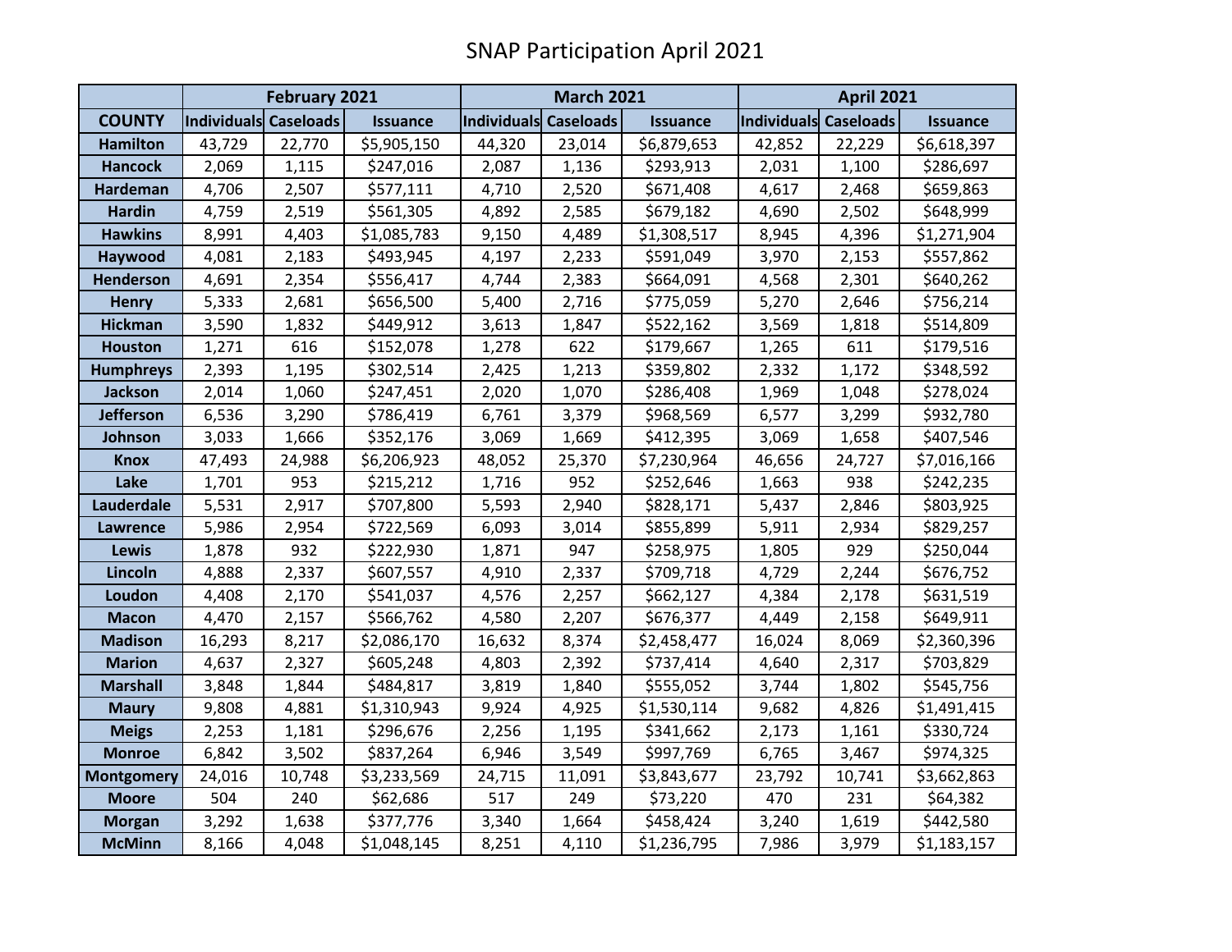# SNAP Participation April 2021

| | February 2021 | | | March 2021 | | | April 2021 | | |
|---|---|---|---|---|---|---|---|---|---|
| COUNTY | Individuals | Caseloads | Issuance | Individuals | Caseloads | Issuance | Individuals | Caseloads | Issuance |
| Hamilton | 43,729 | 22,770 | $5,905,150 | 44,320 | 23,014 | $6,879,653 | 42,852 | 22,229 | $6,618,397 |
| Hancock | 2,069 | 1,115 | $247,016 | 2,087 | 1,136 | $293,913 | 2,031 | 1,100 | $286,697 |
| Hardeman | 4,706 | 2,507 | $577,111 | 4,710 | 2,520 | $671,408 | 4,617 | 2,468 | $659,863 |
| Hardin | 4,759 | 2,519 | $561,305 | 4,892 | 2,585 | $679,182 | 4,690 | 2,502 | $648,999 |
| Hawkins | 8,991 | 4,403 | $1,085,783 | 9,150 | 4,489 | $1,308,517 | 8,945 | 4,396 | $1,271,904 |
| Haywood | 4,081 | 2,183 | $493,945 | 4,197 | 2,233 | $591,049 | 3,970 | 2,153 | $557,862 |
| Henderson | 4,691 | 2,354 | $556,417 | 4,744 | 2,383 | $664,091 | 4,568 | 2,301 | $640,262 |
| Henry | 5,333 | 2,681 | $656,500 | 5,400 | 2,716 | $775,059 | 5,270 | 2,646 | $756,214 |
| Hickman | 3,590 | 1,832 | $449,912 | 3,613 | 1,847 | $522,162 | 3,569 | 1,818 | $514,809 |
| Houston | 1,271 | 616 | $152,078 | 1,278 | 622 | $179,667 | 1,265 | 611 | $179,516 |
| Humphreys | 2,393 | 1,195 | $302,514 | 2,425 | 1,213 | $359,802 | 2,332 | 1,172 | $348,592 |
| Jackson | 2,014 | 1,060 | $247,451 | 2,020 | 1,070 | $286,408 | 1,969 | 1,048 | $278,024 |
| Jefferson | 6,536 | 3,290 | $786,419 | 6,761 | 3,379 | $968,569 | 6,577 | 3,299 | $932,780 |
| Johnson | 3,033 | 1,666 | $352,176 | 3,069 | 1,669 | $412,395 | 3,069 | 1,658 | $407,546 |
| Knox | 47,493 | 24,988 | $6,206,923 | 48,052 | 25,370 | $7,230,964 | 46,656 | 24,727 | $7,016,166 |
| Lake | 1,701 | 953 | $215,212 | 1,716 | 952 | $252,646 | 1,663 | 938 | $242,235 |
| Lauderdale | 5,531 | 2,917 | $707,800 | 5,593 | 2,940 | $828,171 | 5,437 | 2,846 | $803,925 |
| Lawrence | 5,986 | 2,954 | $722,569 | 6,093 | 3,014 | $855,899 | 5,911 | 2,934 | $829,257 |
| Lewis | 1,878 | 932 | $222,930 | 1,871 | 947 | $258,975 | 1,805 | 929 | $250,044 |
| Lincoln | 4,888 | 2,337 | $607,557 | 4,910 | 2,337 | $709,718 | 4,729 | 2,244 | $676,752 |
| Loudon | 4,408 | 2,170 | $541,037 | 4,576 | 2,257 | $662,127 | 4,384 | 2,178 | $631,519 |
| Macon | 4,470 | 2,157 | $566,762 | 4,580 | 2,207 | $676,377 | 4,449 | 2,158 | $649,911 |
| Madison | 16,293 | 8,217 | $2,086,170 | 16,632 | 8,374 | $2,458,477 | 16,024 | 8,069 | $2,360,396 |
| Marion | 4,637 | 2,327 | $605,248 | 4,803 | 2,392 | $737,414 | 4,640 | 2,317 | $703,829 |
| Marshall | 3,848 | 1,844 | $484,817 | 3,819 | 1,840 | $555,052 | 3,744 | 1,802 | $545,756 |
| Maury | 9,808 | 4,881 | $1,310,943 | 9,924 | 4,925 | $1,530,114 | 9,682 | 4,826 | $1,491,415 |
| Meigs | 2,253 | 1,181 | $296,676 | 2,256 | 1,195 | $341,662 | 2,173 | 1,161 | $330,724 |
| Monroe | 6,842 | 3,502 | $837,264 | 6,946 | 3,549 | $997,769 | 6,765 | 3,467 | $974,325 |
| Montgomery | 24,016 | 10,748 | $3,233,569 | 24,715 | 11,091 | $3,843,677 | 23,792 | 10,741 | $3,662,863 |
| Moore | 504 | 240 | $62,686 | 517 | 249 | $73,220 | 470 | 231 | $64,382 |
| Morgan | 3,292 | 1,638 | $377,776 | 3,340 | 1,664 | $458,424 | 3,240 | 1,619 | $442,580 |
| McMinn | 8,166 | 4,048 | $1,048,145 | 8,251 | 4,110 | $1,236,795 | 7,986 | 3,979 | $1,183,157 |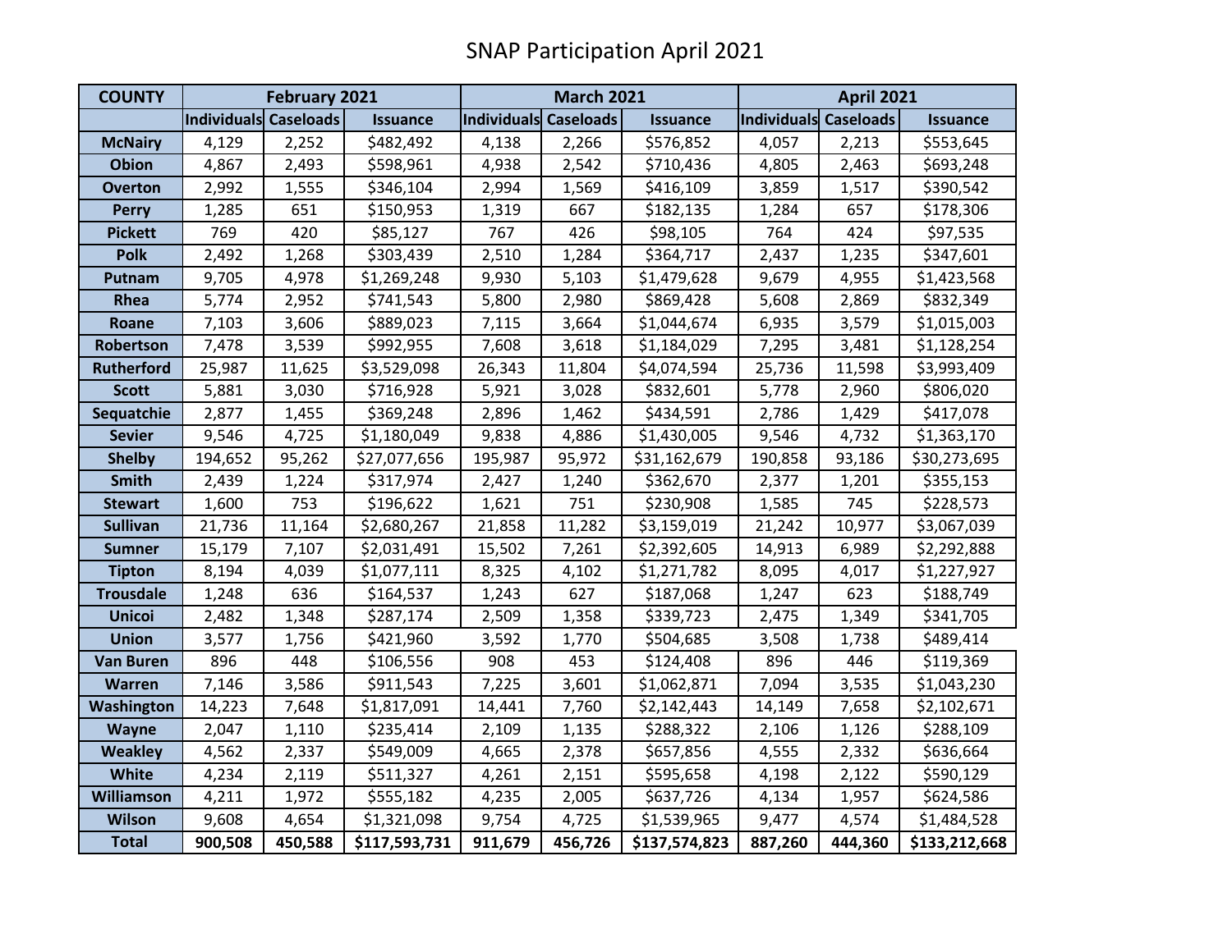# SNAP Participation April 2021

| COUNTY | February 2021 | | | March 2021 | | | April 2021 | | |
|---|---|---|---|---|---|---|---|---|---|
| | Individuals | Caseloads | Issuance | Individuals | Caseloads | Issuance | Individuals | Caseloads | Issuance |
| **McNairy** | 4,129 | 2,252 | $482,492 | 4,138 | 2,266 | $576,852 | 4,057 | 2,213 | $553,645 |
| **Obion** | 4,867 | 2,493 | $598,961 | 4,938 | 2,542 | $710,436 | 4,805 | 2,463 | $693,248 |
| **Overton** | 2,992 | 1,555 | $346,104 | 2,994 | 1,569 | $416,109 | 3,859 | 1,517 | $390,542 |
| **Perry** | 1,285 | 651 | $150,953 | 1,319 | 667 | $182,135 | 1,284 | 657 | $178,306 |
| **Pickett** | 769 | 420 | $85,127 | 767 | 426 | $98,105 | 764 | 424 | $97,535 |
| **Polk** | 2,492 | 1,268 | $303,439 | 2,510 | 1,284 | $364,717 | 2,437 | 1,235 | $347,601 |
| **Putnam** | 9,705 | 4,978 | $1,269,248 | 9,930 | 5,103 | $1,479,628 | 9,679 | 4,955 | $1,423,568 |
| **Rhea** | 5,774 | 2,952 | $741,543 | 5,800 | 2,980 | $869,428 | 5,608 | 2,869 | $832,349 |
| **Roane** | 7,103 | 3,606 | $889,023 | 7,115 | 3,664 | $1,044,674 | 6,935 | 3,579 | $1,015,003 |
| **Robertson** | 7,478 | 3,539 | $992,955 | 7,608 | 3,618 | $1,184,029 | 7,295 | 3,481 | $1,128,254 |
| **Rutherford** | 25,987 | 11,625 | $3,529,098 | 26,343 | 11,804 | $4,074,594 | 25,736 | 11,598 | $3,993,409 |
| **Scott** | 5,881 | 3,030 | $716,928 | 5,921 | 3,028 | $832,601 | 5,778 | 2,960 | $806,020 |
| **Sequatchie** | 2,877 | 1,455 | $369,248 | 2,896 | 1,462 | $434,591 | 2,786 | 1,429 | $417,078 |
| **Sevier** | 9,546 | 4,725 | $1,180,049 | 9,838 | 4,886 | $1,430,005 | 9,546 | 4,732 | $1,363,170 |
| **Shelby** | 194,652 | 95,262 | $27,077,656 | 195,987 | 95,972 | $31,162,679 | 190,858 | 93,186 | $30,273,695 |
| **Smith** | 2,439 | 1,224 | $317,974 | 2,427 | 1,240 | $362,670 | 2,377 | 1,201 | $355,153 |
| **Stewart** | 1,600 | 753 | $196,622 | 1,621 | 751 | $230,908 | 1,585 | 745 | $228,573 |
| **Sullivan** | 21,736 | 11,164 | $2,680,267 | 21,858 | 11,282 | $3,159,019 | 21,242 | 10,977 | $3,067,039 |
| **Sumner** | 15,179 | 7,107 | $2,031,491 | 15,502 | 7,261 | $2,392,605 | 14,913 | 6,989 | $2,292,888 |
| **Tipton** | 8,194 | 4,039 | $1,077,111 | 8,325 | 4,102 | $1,271,782 | 8,095 | 4,017 | $1,227,927 |
| **Trousdale** | 1,248 | 636 | $164,537 | 1,243 | 627 | $187,068 | 1,247 | 623 | $188,749 |
| **Unicoi** | 2,482 | 1,348 | $287,174 | 2,509 | 1,358 | $339,723 | 2,475 | 1,349 | $341,705 |
| **Union** | 3,577 | 1,756 | $421,960 | 3,592 | 1,770 | $504,685 | 3,508 | 1,738 | $489,414 |
| **Van Buren** | 896 | 448 | $106,556 | 908 | 453 | $124,408 | 896 | 446 | $119,369 |
| **Warren** | 7,146 | 3,586 | $911,543 | 7,225 | 3,601 | $1,062,871 | 7,094 | 3,535 | $1,043,230 |
| **Washington** | 14,223 | 7,648 | $1,817,091 | 14,441 | 7,760 | $2,142,443 | 14,149 | 7,658 | $2,102,671 |
| **Wayne** | 2,047 | 1,110 | $235,414 | 2,109 | 1,135 | $288,322 | 2,106 | 1,126 | $288,109 |
| **Weakley** | 4,562 | 2,337 | $549,009 | 4,665 | 2,378 | $657,856 | 4,555 | 2,332 | $636,664 |
| **White** | 4,234 | 2,119 | $511,327 | 4,261 | 2,151 | $595,658 | 4,198 | 2,122 | $590,129 |
| **Williamson** | 4,211 | 1,972 | $555,182 | 4,235 | 2,005 | $637,726 | 4,134 | 1,957 | $624,586 |
| **Wilson** | 9,608 | 4,654 | $1,321,098 | 9,754 | 4,725 | $1,539,965 | 9,477 | 4,574 | $1,484,528 |
| **Total** | **900,508** | **450,588** | **$117,593,731** | **911,679** | **456,726** | **$137,574,823** | **887,260** | **444,360** | **$133,212,668** |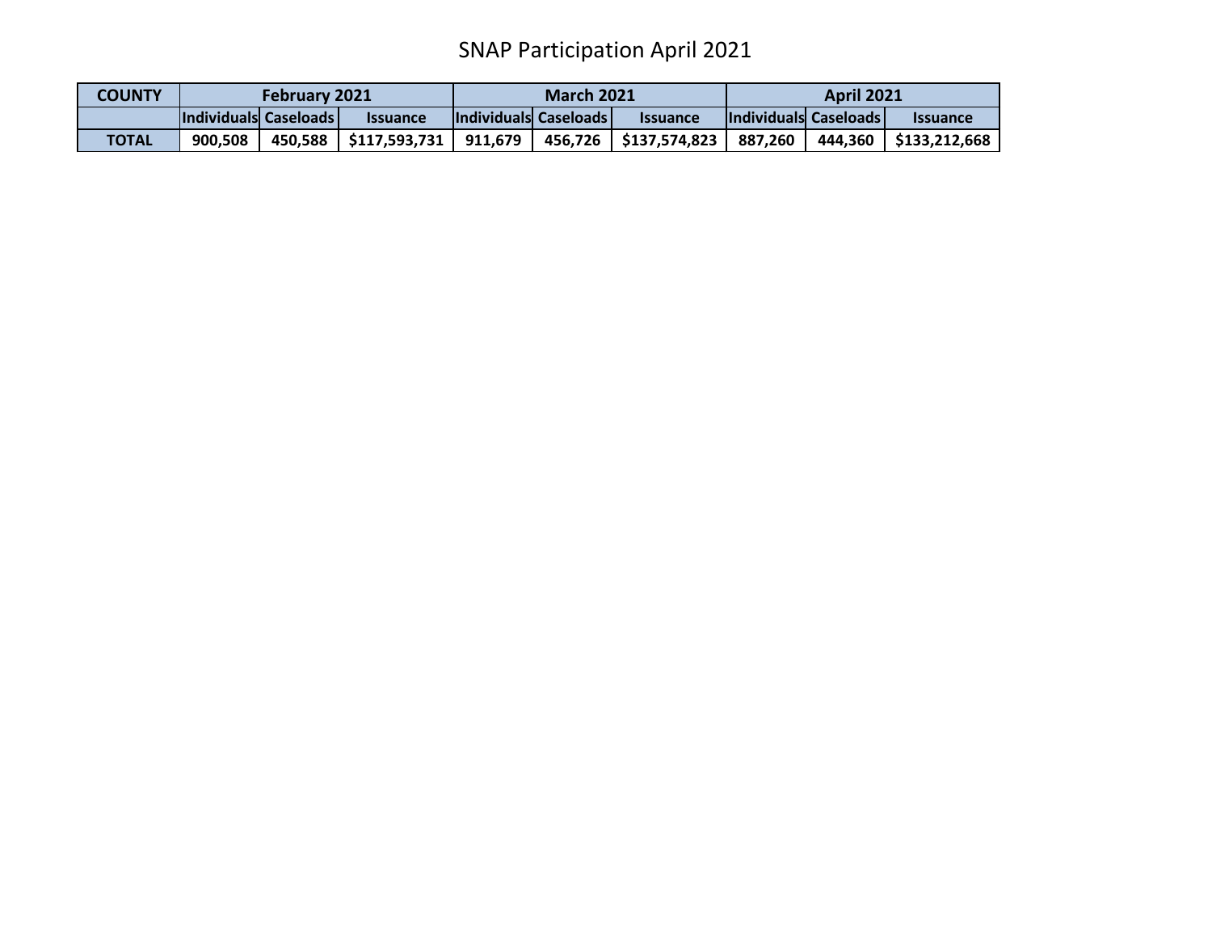# SNAP Participation April 2021

| COUNTY | February 2021 | | | March 2021 | | | April 2021 | | |
|---|---|---|---|---|---|---|---|---|---|
| | Individuals | Caseloads | Issuance | Individuals | Caseloads | Issuance | Individuals | Caseloads | Issuance |
| **TOTAL** | **900,508** | **450,588** | **$117,593,731** | **911,679** | **456,726** | **$137,574,823** | **887,260** | **444,360** | **$133,212,668** |